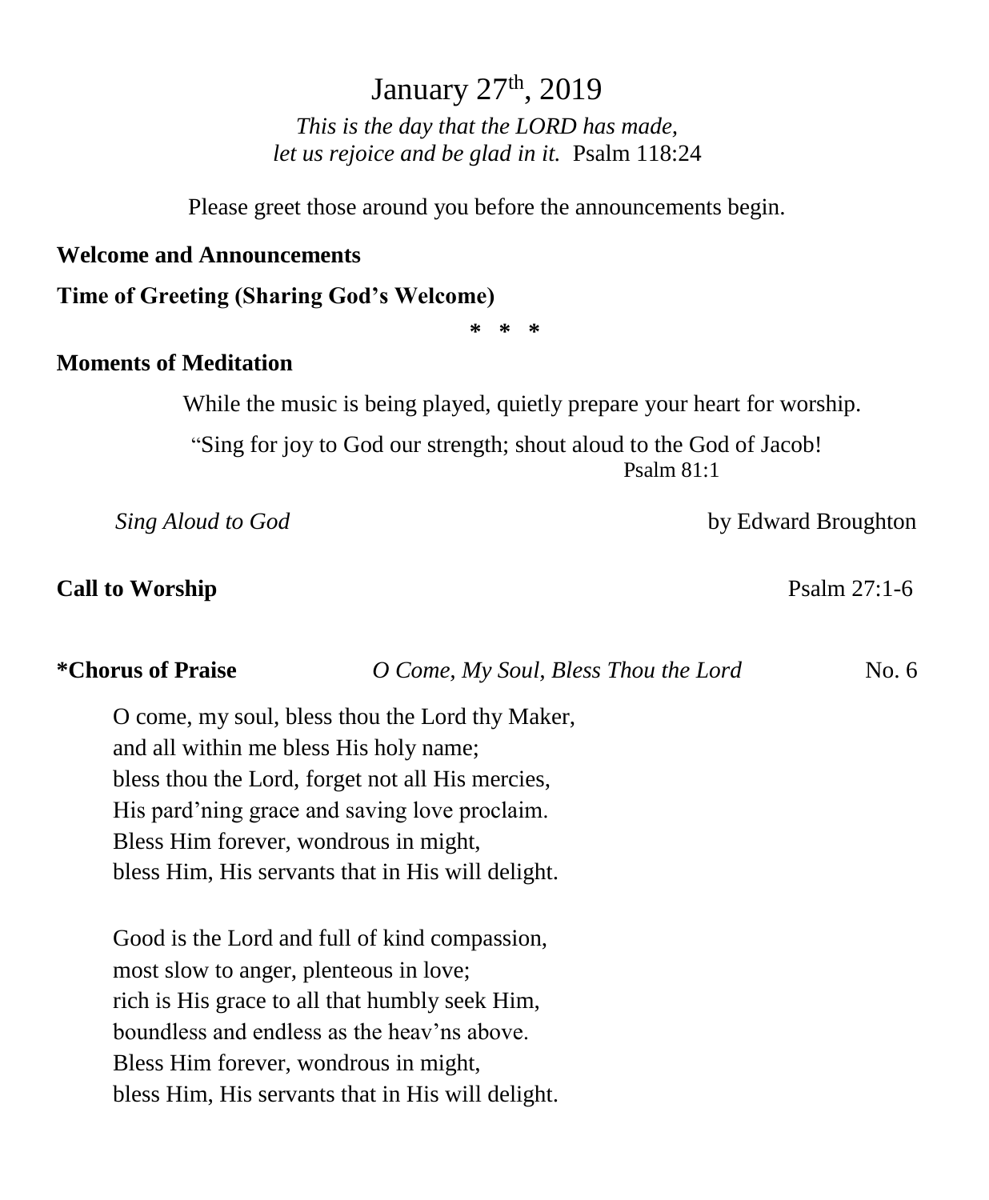# January 27th, 2019

*This is the day that the LORD has made,*
*let us rejoice and be glad in it.* Psalm 118:24

Please greet those around you before the announcements begin.

**Welcome and Announcements**

**Time of Greeting (Sharing God's Welcome)**

\* \* \*

**Moments of Meditation**

While the music is being played, quietly prepare your heart for worship.

"Sing for joy to God our strength; shout aloud to the God of Jacob!
Psalm 81:1

*Sing Aloud to God* by Edward Broughton

**Call to Worship** Psalm 27:1-6

**\*Chorus of Praise** *O Come, My Soul, Bless Thou the Lord* No. 6

O come, my soul, bless thou the Lord thy Maker,
and all within me bless His holy name;
bless thou the Lord, forget not all His mercies,
His pard'ning grace and saving love proclaim.
Bless Him forever, wondrous in might,
bless Him, His servants that in His will delight.

Good is the Lord and full of kind compassion,
most slow to anger, plenteous in love;
rich is His grace to all that humbly seek Him,
boundless and endless as the heav'ns above.
Bless Him forever, wondrous in might,
bless Him, His servants that in His will delight.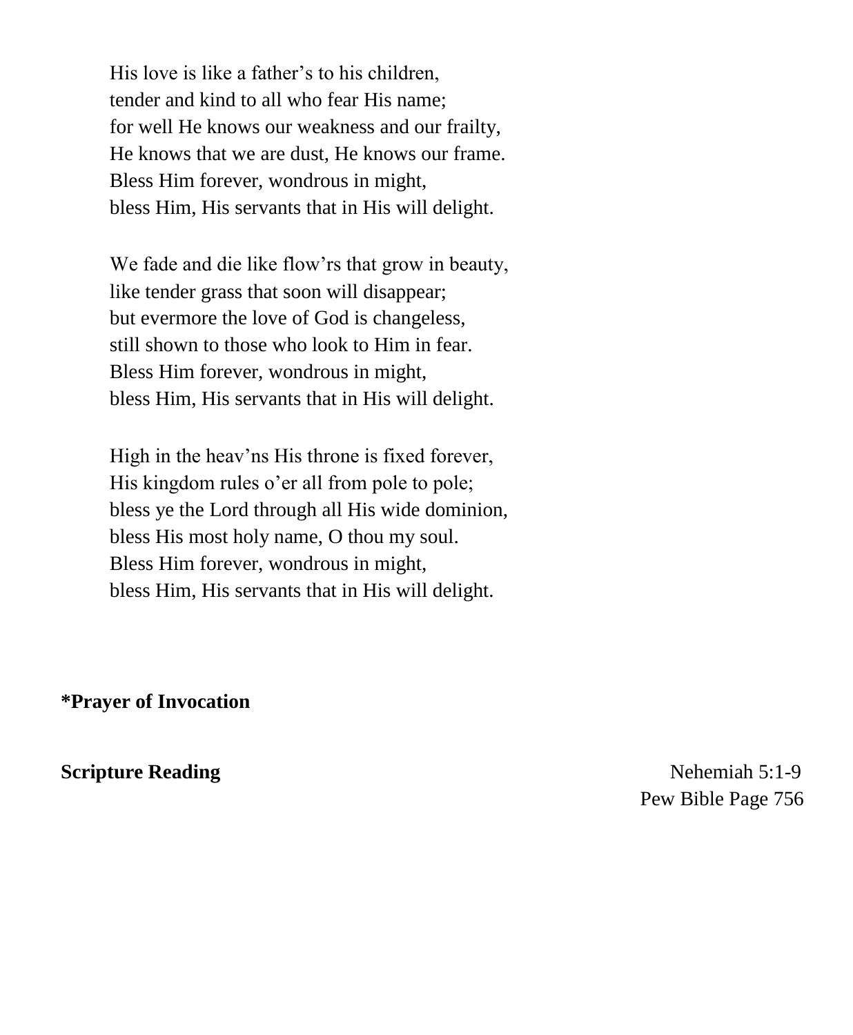His love is like a father's to his children,
tender and kind to all who fear His name;
for well He knows our weakness and our frailty,
He knows that we are dust, He knows our frame.
Bless Him forever, wondrous in might,
bless Him, His servants that in His will delight.

We fade and die like flow'rs that grow in beauty,
like tender grass that soon will disappear;
but evermore the love of God is changeless,
still shown to those who look to Him in fear.
Bless Him forever, wondrous in might,
bless Him, His servants that in His will delight.

High in the heav'ns His throne is fixed forever,
His kingdom rules o'er all from pole to pole;
bless ye the Lord through all His wide dominion,
bless His most holy name, O thou my soul.
Bless Him forever, wondrous in might,
bless Him, His servants that in His will delight.

**\*Prayer of Invocation**

**Scripture Reading** Nehemiah 5:1-9
Pew Bible Page 756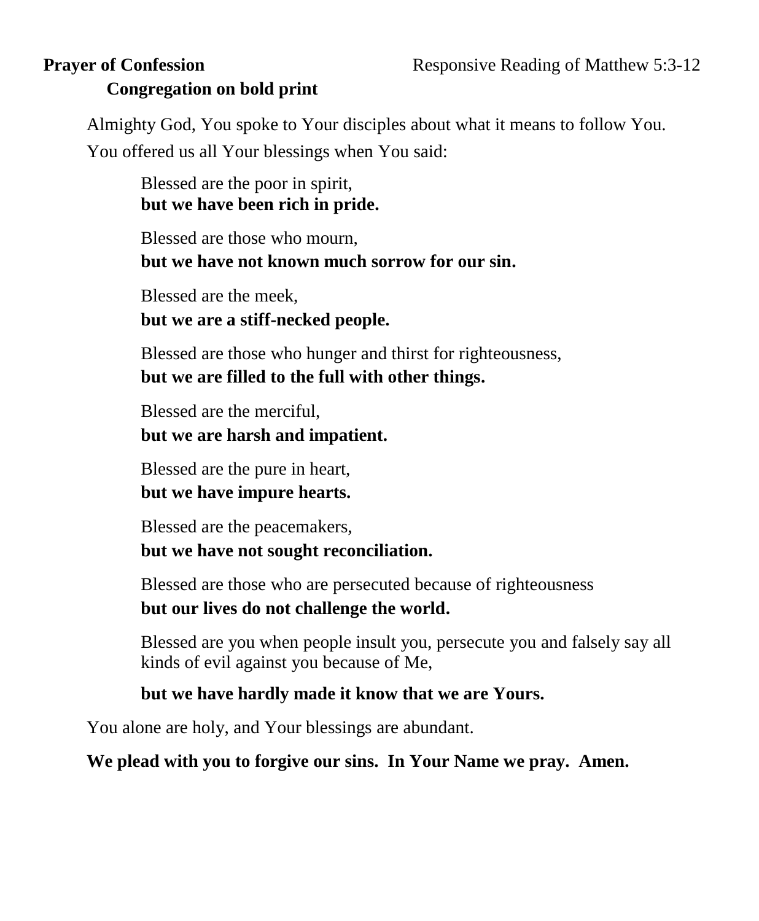**Prayer of Confession** Responsive Reading of Matthew 5:3-12

**Congregation on bold print**

Almighty God, You spoke to Your disciples about what it means to follow You. You offered us all Your blessings when You said:

Blessed are the poor in spirit,
**but we have been rich in pride.**

Blessed are those who mourn,
**but we have not known much sorrow for our sin.**

Blessed are the meek,
**but we are a stiff-necked people.**

Blessed are those who hunger and thirst for righteousness,
**but we are filled to the full with other things.**

Blessed are the merciful,
**but we are harsh and impatient.**

Blessed are the pure in heart,
**but we have impure hearts.**

Blessed are the peacemakers,
**but we have not sought reconciliation.**

Blessed are those who are persecuted because of righteousness
**but our lives do not challenge the world.**

Blessed are you when people insult you, persecute you and falsely say all kinds of evil against you because of Me,

**but we have hardly made it know that we are Yours.**

You alone are holy, and Your blessings are abundant.

**We plead with you to forgive our sins. In Your Name we pray. Amen.**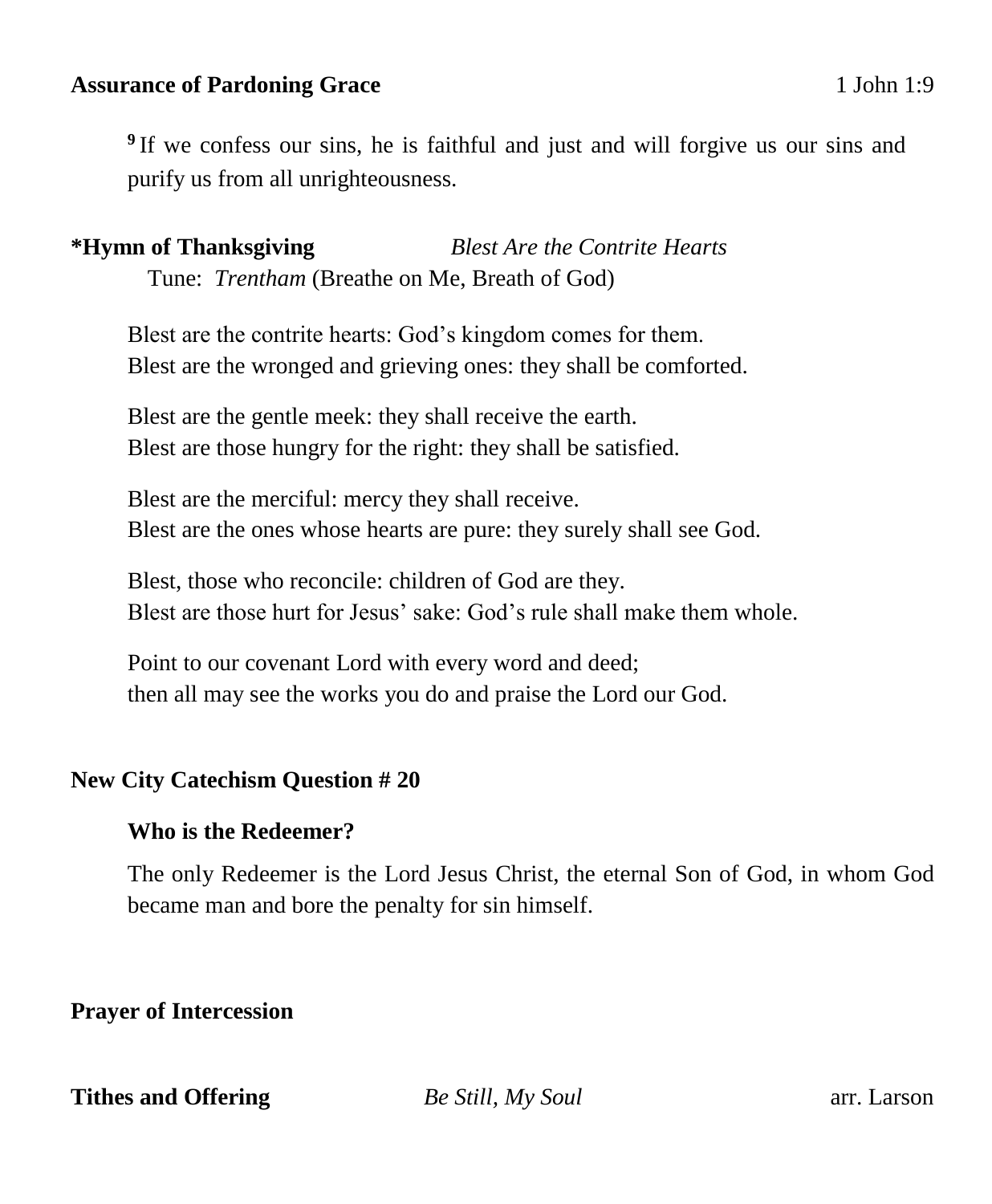**Assurance of Pardoning Grace** 1 John 1:9

[9] If we confess our sins, he is faithful and just and will forgive us our sins and purify us from all unrighteousness.

**\*Hymn of Thanksgiving** *Blest Are the Contrite Hearts*
Tune: *Trentham* (Breathe on Me, Breath of God)

Blest are the contrite hearts: God's kingdom comes for them.
Blest are the wronged and grieving ones: they shall be comforted.

Blest are the gentle meek: they shall receive the earth.
Blest are those hungry for the right: they shall be satisfied.

Blest are the merciful: mercy they shall receive.
Blest are the ones whose hearts are pure: they surely shall see God.

Blest, those who reconcile: children of God are they.
Blest are those hurt for Jesus' sake: God's rule shall make them whole.

Point to our covenant Lord with every word and deed;
then all may see the works you do and praise the Lord our God.

**New City Catechism Question # 20**

**Who is the Redeemer?**

The only Redeemer is the Lord Jesus Christ, the eternal Son of God, in whom God became man and bore the penalty for sin himself.

**Prayer of Intercession**

**Tithes and Offering** *Be Still, My Soul* arr. Larson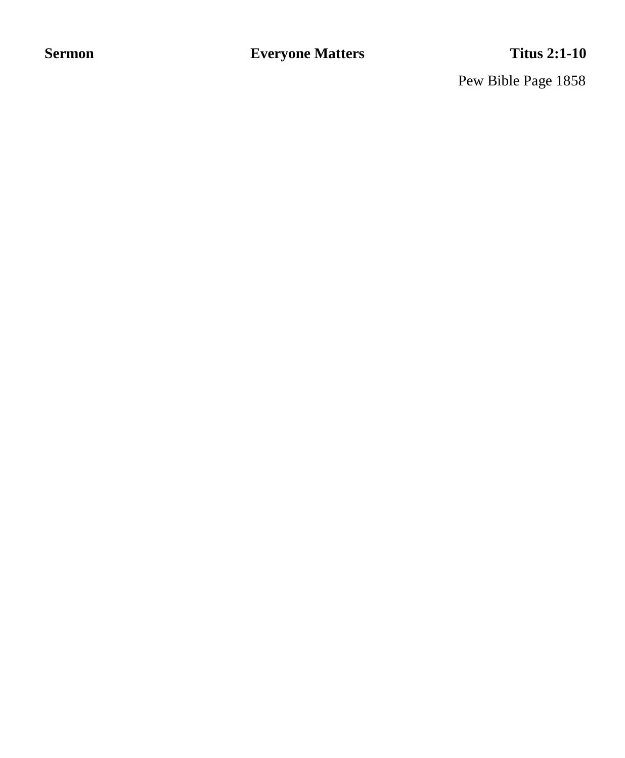**Sermon** **Everyone Matters** **Titus 2:1-10**

Pew Bible Page 1858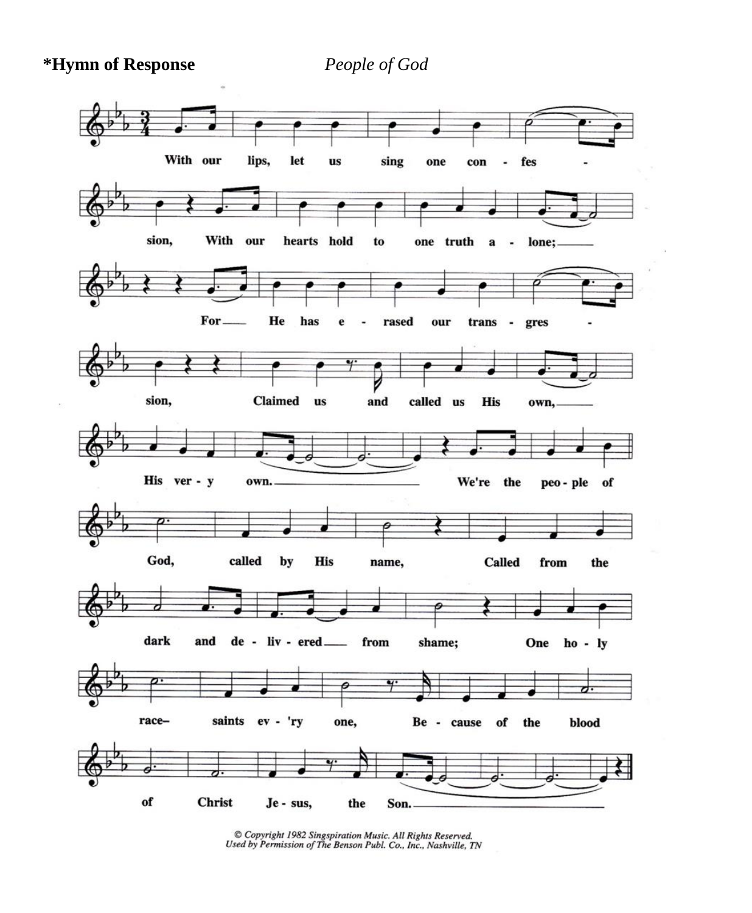**\*Hymn of Response** *People of God*

With our lips, let us sing one con - fes - sion, With our hearts hold to one truth a - lone;

For He has e - rased our trans - gres - sion, Claimed us and called us His own,

His ver - y own. We're the peo - ple of God, called by His name, Called from the dark and de - liv - ered from shame;

One ho - ly race– saints ev - 'ry one, Be - cause of the blood of Christ Je - sus, the Son.

*© Copyright 1982 Singspiration Music. All Rights Reserved.*
*Used by Permission of The Benson Publ. Co., Inc., Nashville, TN*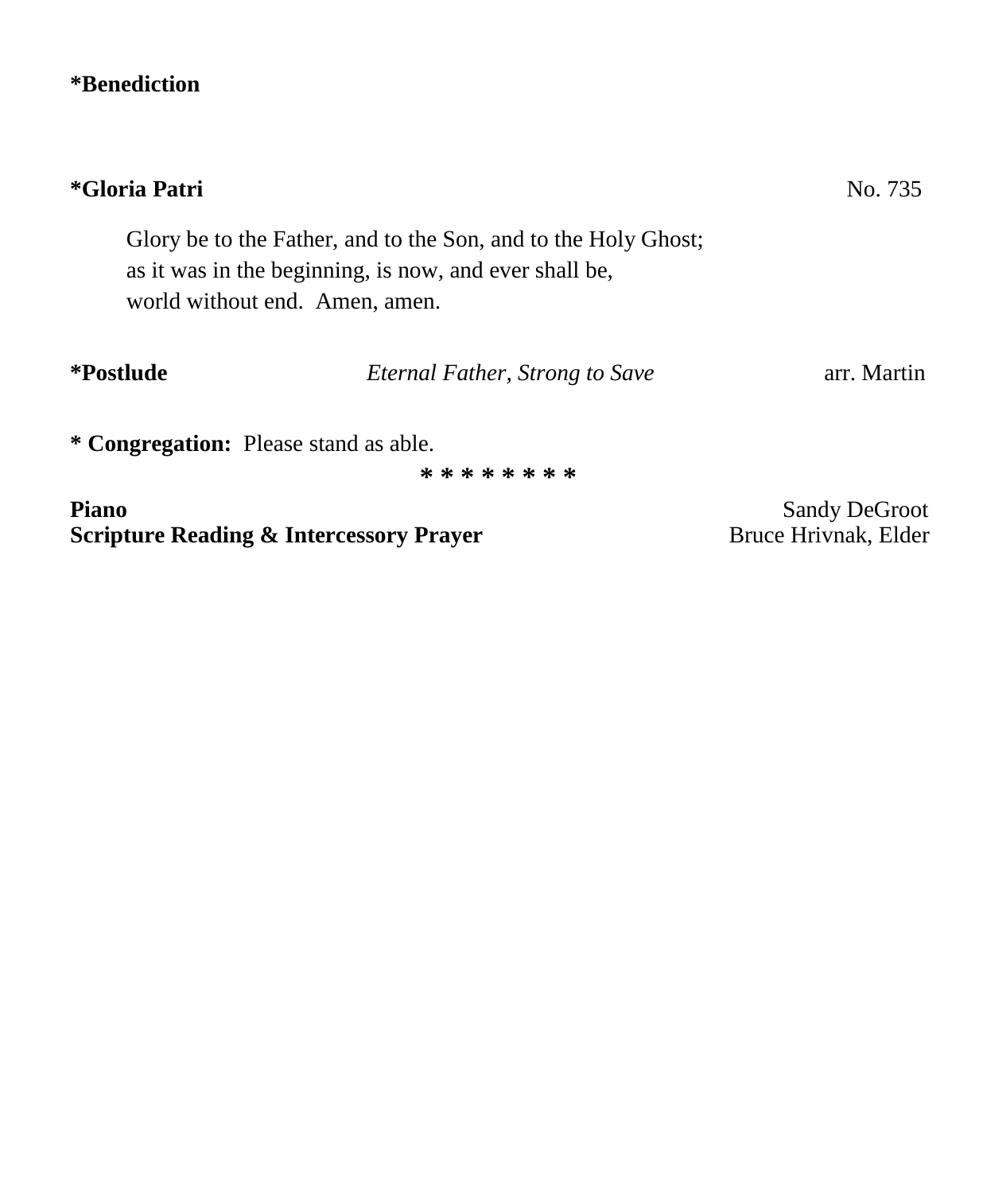**\*Benediction**

**\*Gloria Patri** No. 735

Glory be to the Father, and to the Son, and to the Holy Ghost;
as it was in the beginning, is now, and ever shall be,
world without end. Amen, amen.

**\*Postlude** *Eternal Father, Strong to Save* arr. Martin

**\* Congregation:** Please stand as able.

\* \* \* \* \* \* \* \*

**Piano** Sandy DeGroot
**Scripture Reading & Intercessory Prayer** Bruce Hrivnak, Elder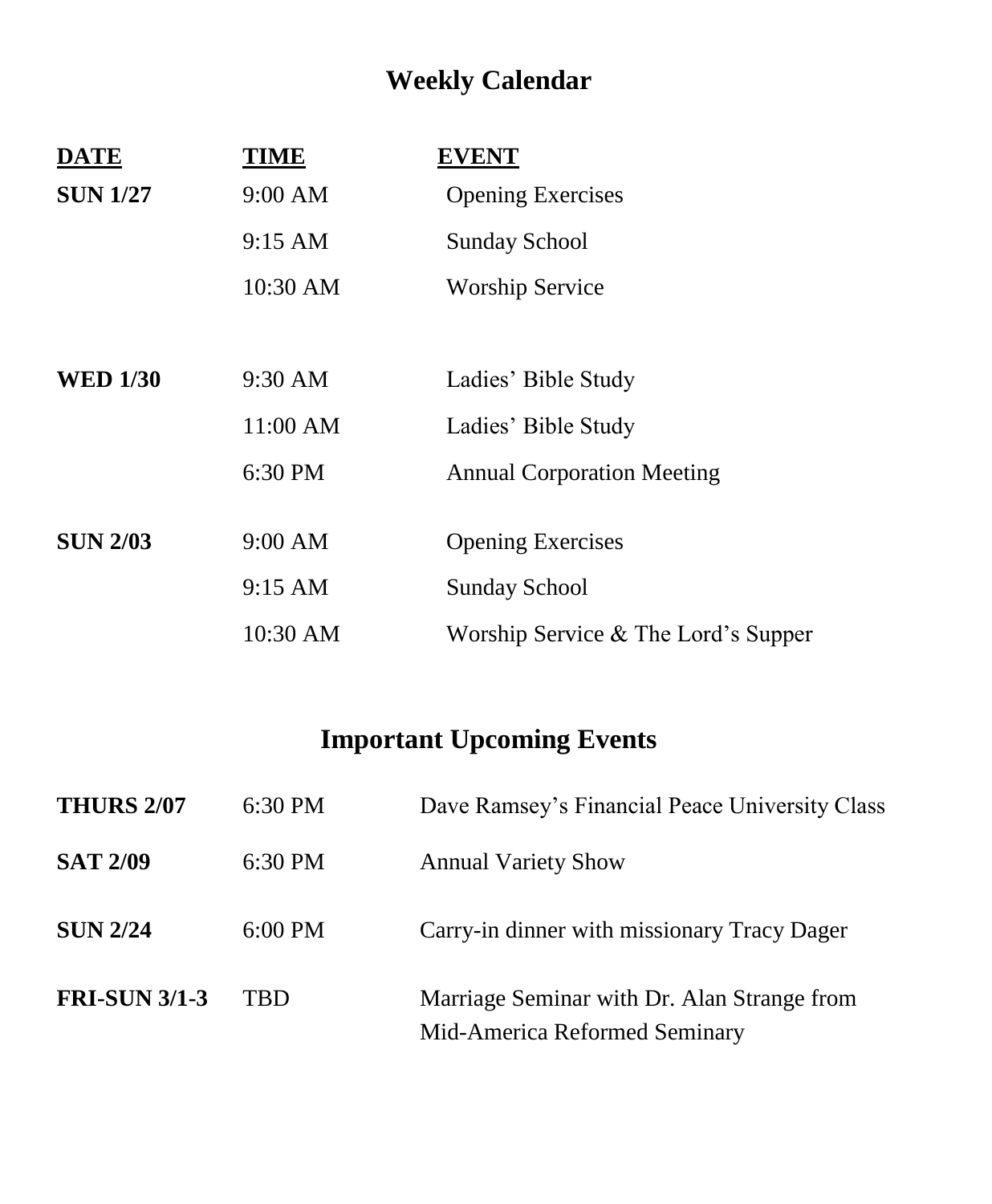# Weekly Calendar

| DATE | TIME | EVENT |
| --- | --- | --- |
| **SUN 1/27** | 9:00 AM | Opening Exercises |
| | 9:15 AM | Sunday School |
| | 10:30 AM | Worship Service |
| **WED 1/30** | 9:30 AM | Ladies' Bible Study |
| | 11:00 AM | Ladies' Bible Study |
| | 6:30 PM | Annual Corporation Meeting |
| **SUN 2/03** | 9:00 AM | Opening Exercises |
| | 9:15 AM | Sunday School |
| | 10:30 AM | Worship Service & The Lord's Supper |

# Important Upcoming Events

| | | |
| --- | --- | --- |
| **THURS 2/07** | 6:30 PM | Dave Ramsey's Financial Peace University Class |
| **SAT 2/09** | 6:30 PM | Annual Variety Show |
| **SUN 2/24** | 6:00 PM | Carry-in dinner with missionary Tracy Dager |
| **FRI-SUN 3/1-3** | TBD | Marriage Seminar with Dr. Alan Strange from Mid-America Reformed Seminary |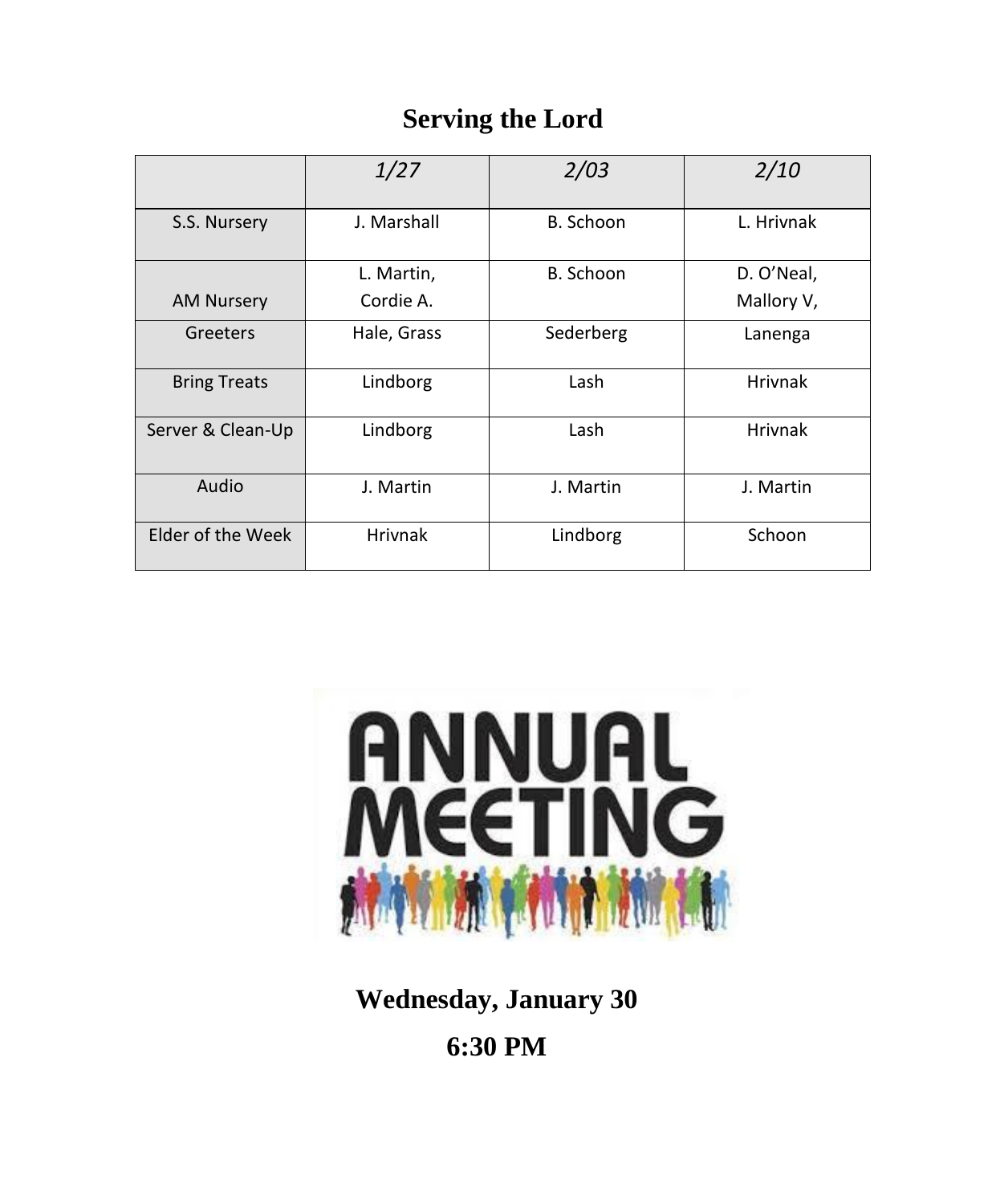# Serving the Lord

| | *1/27* | *2/03* | *2/10* |
|---|---|---|---|
| S.S. Nursery | J. Marshall | B. Schoon | L. Hrivnak |
| AM Nursery | L. Martin, Cordie A. | B. Schoon | D. O'Neal, Mallory V, |
| Greeters | Hale, Grass | Sederberg | Lanenga |
| Bring Treats | Lindborg | Lash | Hrivnak |
| Server & Clean-Up | Lindborg | Lash | Hrivnak |
| Audio | J. Martin | J. Martin | J. Martin |
| Elder of the Week | Hrivnak | Lindborg | Schoon |

**ANNUAL MEETING**

**Wednesday, January 30**

**6:30 PM**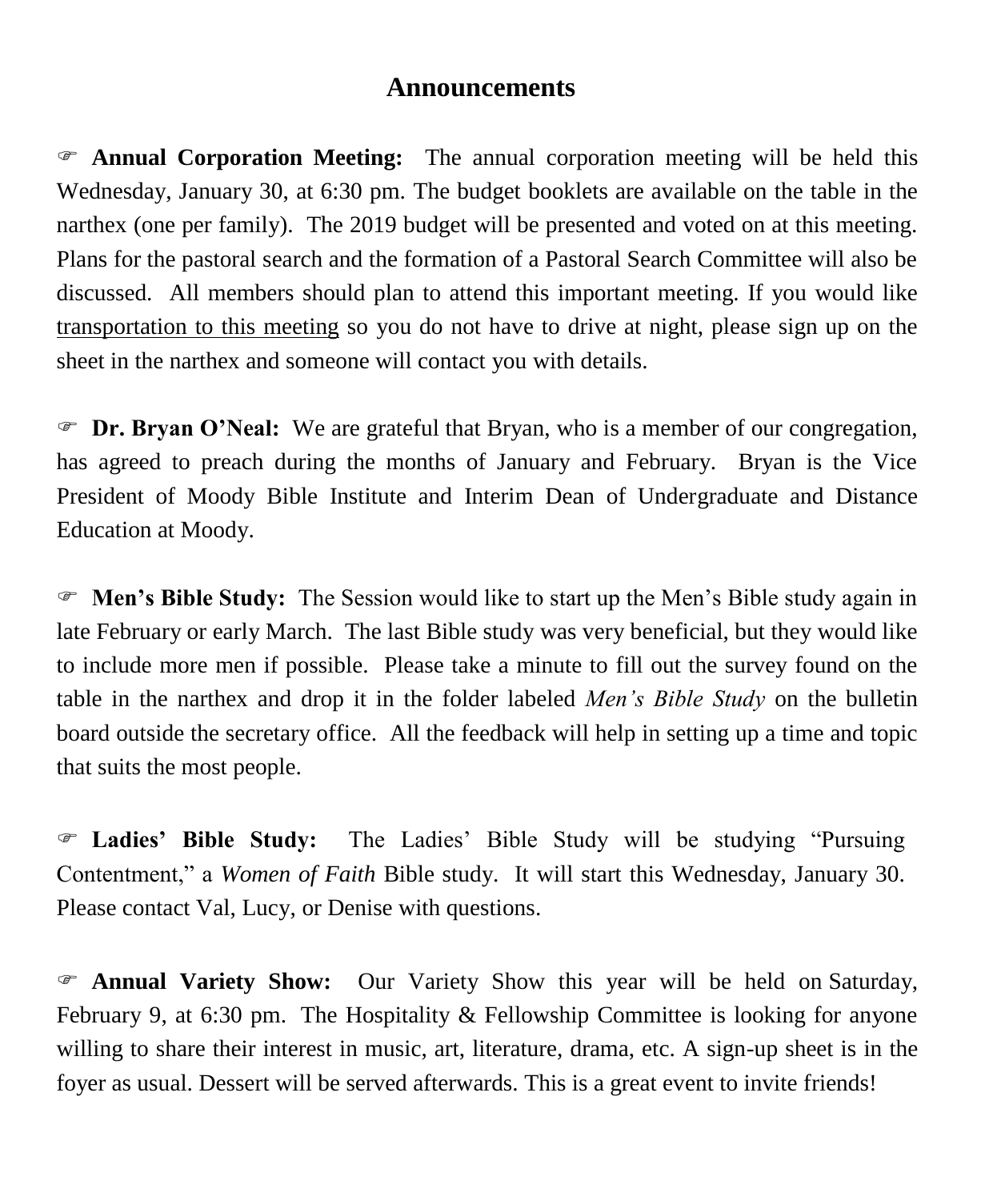# Announcements

☞ **Annual Corporation Meeting:** The annual corporation meeting will be held this Wednesday, January 30, at 6:30 pm. The budget booklets are available on the table in the narthex (one per family). The 2019 budget will be presented and voted on at this meeting. Plans for the pastoral search and the formation of a Pastoral Search Committee will also be discussed. All members should plan to attend this important meeting. If you would like <u>transportation to this meeting</u> so you do not have to drive at night, please sign up on the sheet in the narthex and someone will contact you with details.

☞ **Dr. Bryan O'Neal:** We are grateful that Bryan, who is a member of our congregation, has agreed to preach during the months of January and February. Bryan is the Vice President of Moody Bible Institute and Interim Dean of Undergraduate and Distance Education at Moody.

☞ **Men's Bible Study:** The Session would like to start up the Men's Bible study again in late February or early March. The last Bible study was very beneficial, but they would like to include more men if possible. Please take a minute to fill out the survey found on the table in the narthex and drop it in the folder labeled *Men's Bible Study* on the bulletin board outside the secretary office. All the feedback will help in setting up a time and topic that suits the most people.

☞ **Ladies' Bible Study:** The Ladies' Bible Study will be studying "Pursuing Contentment," a *Women of Faith* Bible study. It will start this Wednesday, January 30. Please contact Val, Lucy, or Denise with questions.

☞ **Annual Variety Show:** Our Variety Show this year will be held on Saturday, February 9, at 6:30 pm. The Hospitality & Fellowship Committee is looking for anyone willing to share their interest in music, art, literature, drama, etc. A sign-up sheet is in the foyer as usual. Dessert will be served afterwards. This is a great event to invite friends!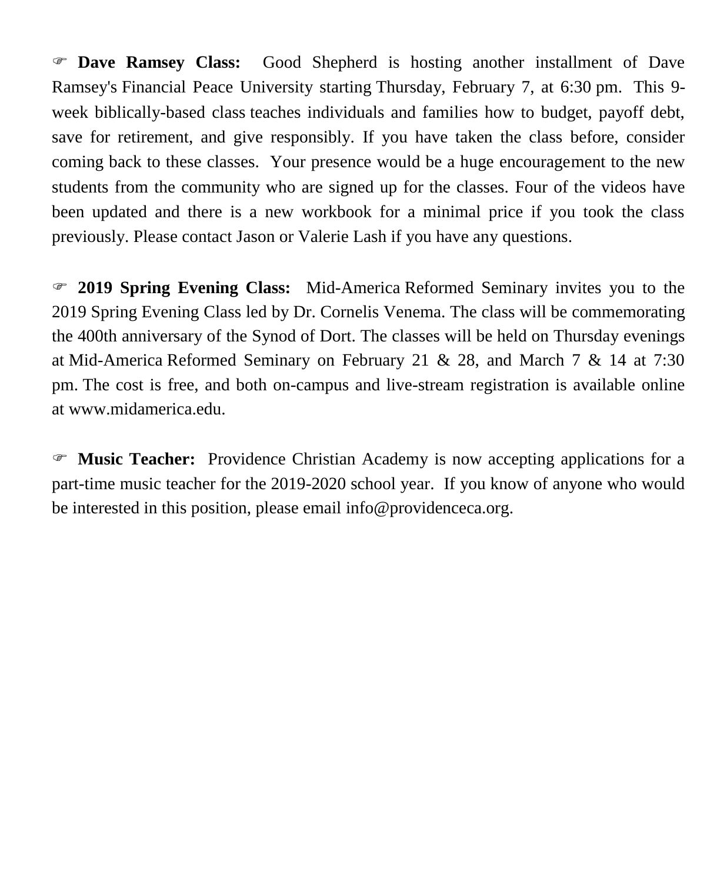☞ **Dave Ramsey Class:** Good Shepherd is hosting another installment of Dave Ramsey's Financial Peace University starting Thursday, February 7, at 6:30 pm. This 9-week biblically-based class teaches individuals and families how to budget, payoff debt, save for retirement, and give responsibly. If you have taken the class before, consider coming back to these classes. Your presence would be a huge encouragement to the new students from the community who are signed up for the classes. Four of the videos have been updated and there is a new workbook for a minimal price if you took the class previously. Please contact Jason or Valerie Lash if you have any questions.

☞ **2019 Spring Evening Class:** Mid-America Reformed Seminary invites you to the 2019 Spring Evening Class led by Dr. Cornelis Venema. The class will be commemorating the 400th anniversary of the Synod of Dort. The classes will be held on Thursday evenings at Mid-America Reformed Seminary on February 21 & 28, and March 7 & 14 at 7:30 pm. The cost is free, and both on-campus and live-stream registration is available online at www.midamerica.edu.

☞ **Music Teacher:** Providence Christian Academy is now accepting applications for a part-time music teacher for the 2019-2020 school year. If you know of anyone who would be interested in this position, please email info@providenceca.org.